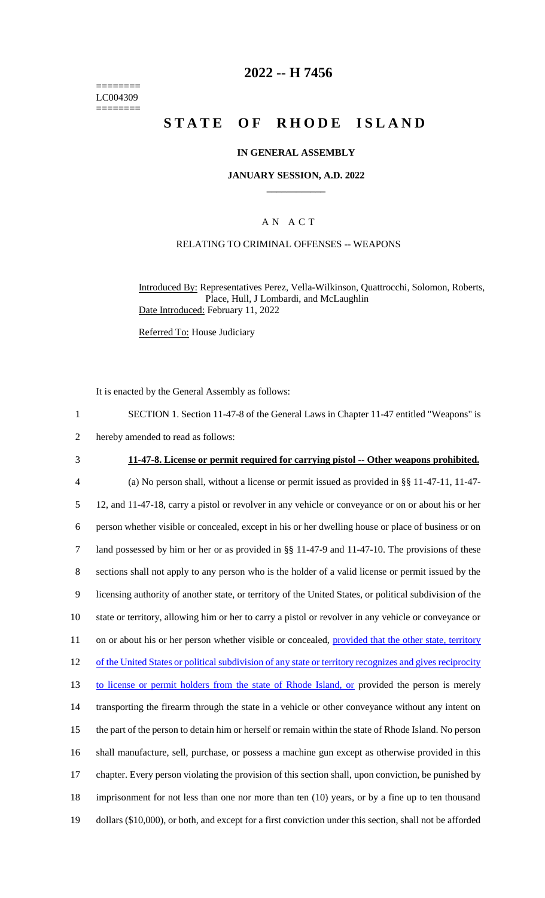======== 
LC004309 
========

# 2022 -- H 7456

# STATE OF RHODE ISLAND

## IN GENERAL ASSEMBLY

### JANUARY SESSION, A.D. 2022

## A N A C T

RELATING TO CRIMINAL OFFENSES -- WEAPONS

Introduced By: Representatives Perez, Vella-Wilkinson, Quattrocchi, Solomon, Roberts, Place, Hull, J Lombardi, and McLaughlin
Date Introduced: February 11, 2022

Referred To: House Judiciary

It is enacted by the General Assembly as follows:

1 SECTION 1. Section 11-47-8 of the General Laws in Chapter 11-47 entitled "Weapons" is
2 hereby amended to read as follows:

3 **11-47-8. License or permit required for carrying pistol -- Other weapons prohibited.**

4 (a) No person shall, without a license or permit issued as provided in §§ 11-47-11, 11-47-
5 12, and 11-47-18, carry a pistol or revolver in any vehicle or conveyance or on or about his or her
6 person whether visible or concealed, except in his or her dwelling house or place of business or on
7 land possessed by him or her or as provided in §§ 11-47-9 and 11-47-10. The provisions of these
8 sections shall not apply to any person who is the holder of a valid license or permit issued by the
9 licensing authority of another state, or territory of the United States, or political subdivision of the
10 state or territory, allowing him or her to carry a pistol or revolver in any vehicle or conveyance or
11 on or about his or her person whether visible or concealed, <u>provided that the other state, territory</u>
12 <u>of the United States or political subdivision of any state or territory recognizes and gives reciprocity</u>
13 <u>to license or permit holders from the state of Rhode Island, or</u> provided the person is merely
14 transporting the firearm through the state in a vehicle or other conveyance without any intent on
15 the part of the person to detain him or herself or remain within the state of Rhode Island. No person
16 shall manufacture, sell, purchase, or possess a machine gun except as otherwise provided in this
17 chapter. Every person violating the provision of this section shall, upon conviction, be punished by
18 imprisonment for not less than one nor more than ten (10) years, or by a fine up to ten thousand
19 dollars ($10,000), or both, and except for a first conviction under this section, shall not be afforded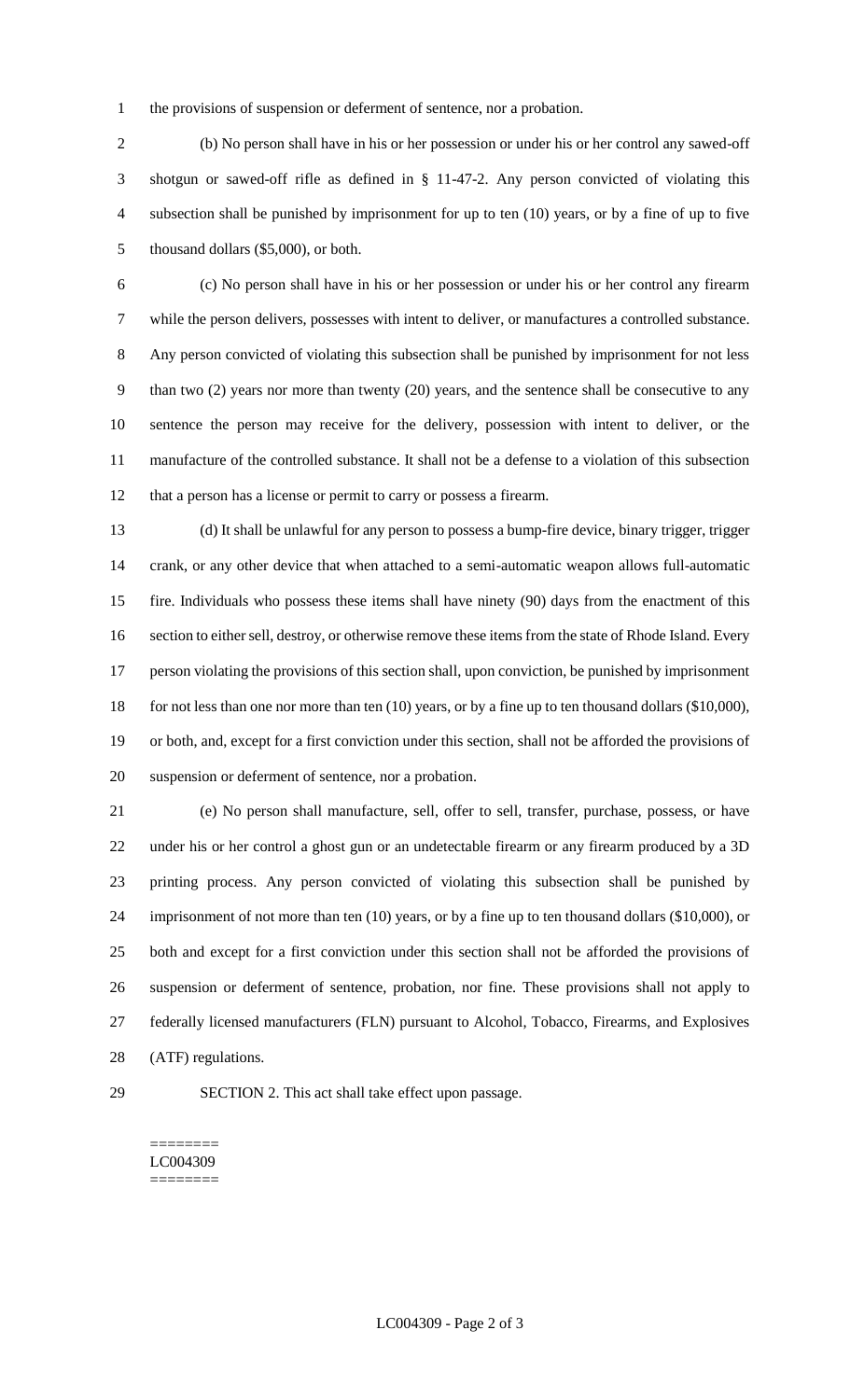the provisions of suspension or deferment of sentence, nor a probation.

(b) No person shall have in his or her possession or under his or her control any sawed-off shotgun or sawed-off rifle as defined in § 11-47-2. Any person convicted of violating this subsection shall be punished by imprisonment for up to ten (10) years, or by a fine of up to five thousand dollars ($5,000), or both.

(c) No person shall have in his or her possession or under his or her control any firearm while the person delivers, possesses with intent to deliver, or manufactures a controlled substance. Any person convicted of violating this subsection shall be punished by imprisonment for not less than two (2) years nor more than twenty (20) years, and the sentence shall be consecutive to any sentence the person may receive for the delivery, possession with intent to deliver, or the manufacture of the controlled substance. It shall not be a defense to a violation of this subsection that a person has a license or permit to carry or possess a firearm.

(d) It shall be unlawful for any person to possess a bump-fire device, binary trigger, trigger crank, or any other device that when attached to a semi-automatic weapon allows full-automatic fire. Individuals who possess these items shall have ninety (90) days from the enactment of this section to either sell, destroy, or otherwise remove these items from the state of Rhode Island. Every person violating the provisions of this section shall, upon conviction, be punished by imprisonment for not less than one nor more than ten (10) years, or by a fine up to ten thousand dollars ($10,000), or both, and, except for a first conviction under this section, shall not be afforded the provisions of suspension or deferment of sentence, nor a probation.

(e) No person shall manufacture, sell, offer to sell, transfer, purchase, possess, or have under his or her control a ghost gun or an undetectable firearm or any firearm produced by a 3D printing process. Any person convicted of violating this subsection shall be punished by imprisonment of not more than ten (10) years, or by a fine up to ten thousand dollars ($10,000), or both and except for a first conviction under this section shall not be afforded the provisions of suspension or deferment of sentence, probation, nor fine. These provisions shall not apply to federally licensed manufacturers (FLN) pursuant to Alcohol, Tobacco, Firearms, and Explosives (ATF) regulations.

SECTION 2. This act shall take effect upon passage.

========
LC004309
========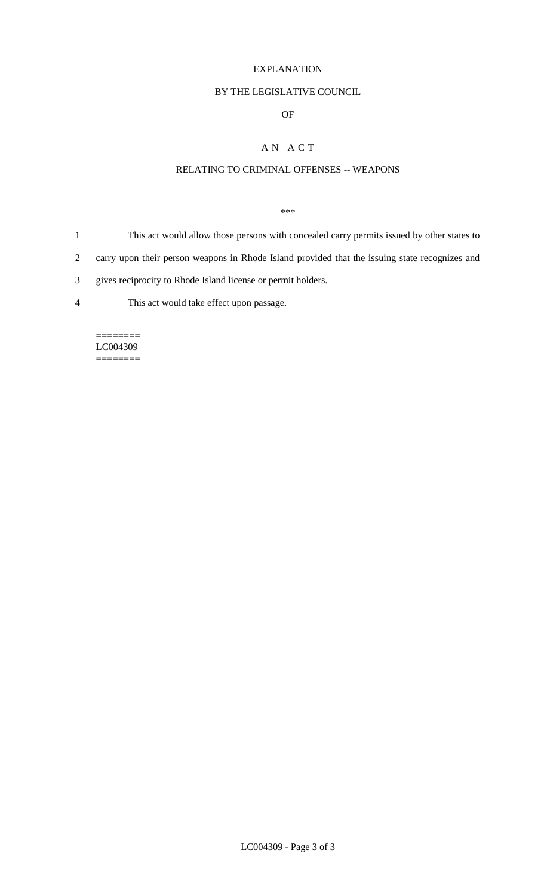EXPLANATION

BY THE LEGISLATIVE COUNCIL

OF

A N A C T

RELATING TO CRIMINAL OFFENSES -- WEAPONS

\*\*\*

This act would allow those persons with concealed carry permits issued by other states to carry upon their person weapons in Rhode Island provided that the issuing state recognizes and gives reciprocity to Rhode Island license or permit holders.

This act would take effect upon passage.

========
LC004309
========